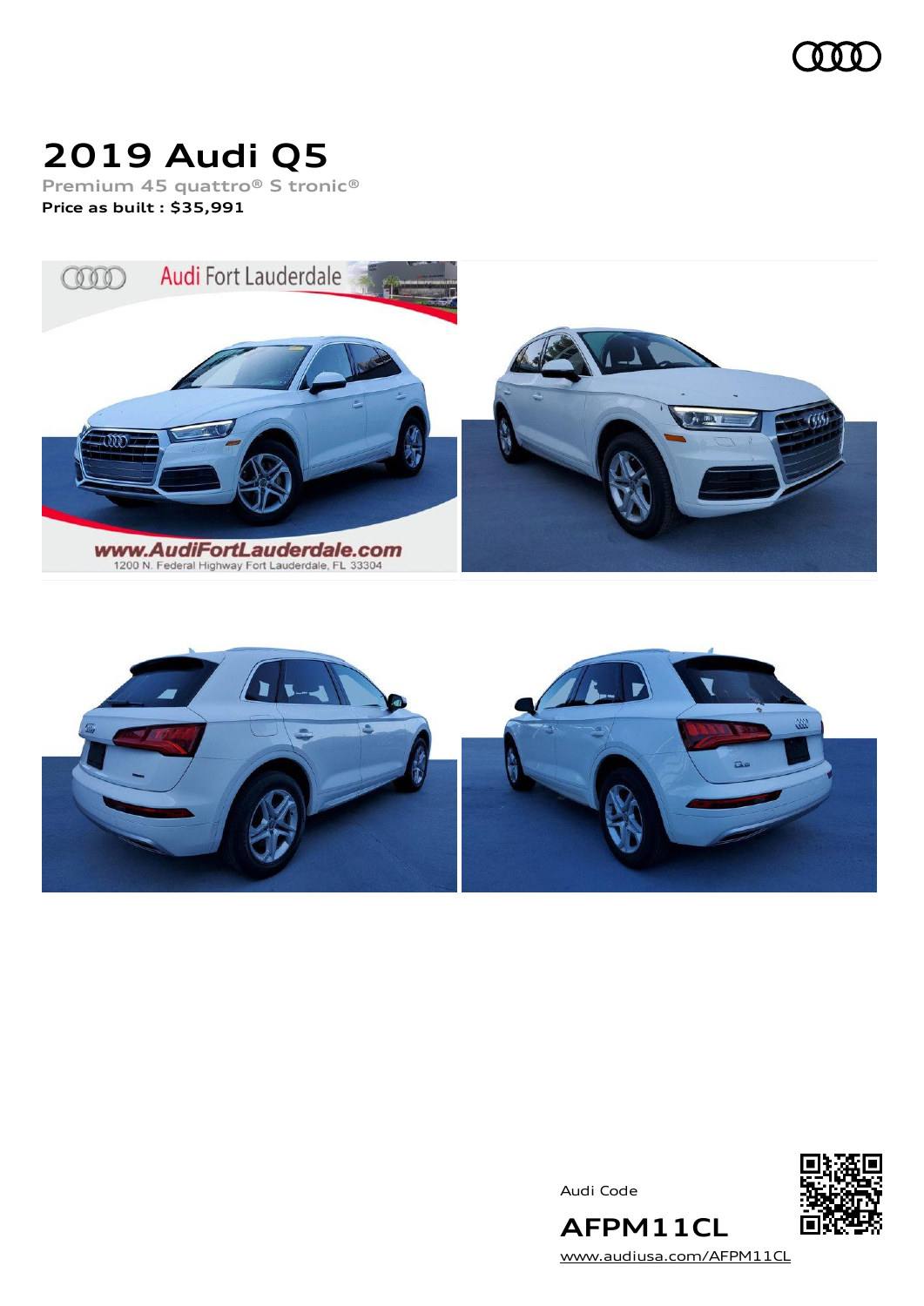# 2019 Audi Q5

Premium 45 quattro® S tronic®

**Price as built : $35,991**

Audi Code

**AFPM11CL**

www.audiusa.com/AFPM11CL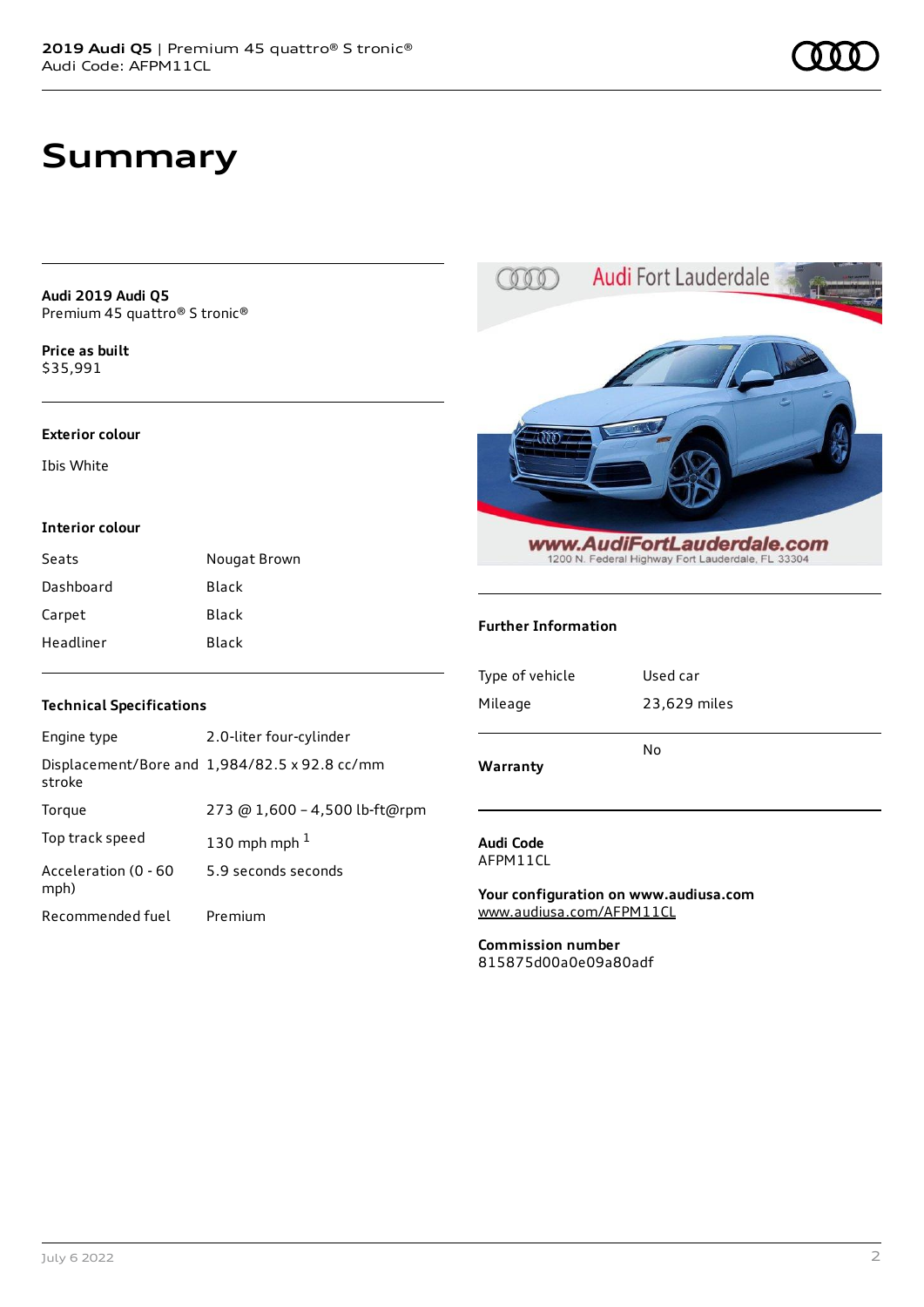# Summary

**Audi 2019 Audi Q5**
Premium 45 quattro® S tronic®

**Price as built**
$35,991

### Exterior colour

Ibis White

### Interior colour

| | |
|---|---|
| Seats | Nougat Brown |
| Dashboard | Black |
| Carpet | Black |
| Headliner | Black |

### Technical Specifications

| | |
|---|---|
| Engine type | 2.0-liter four-cylinder |
| Displacement/Bore and stroke | 1,984/82.5 x 92.8 cc/mm |
| Torque | 273 @ 1,600 - 4,500 lb-ft@rpm |
| Top track speed | 130 mph mph [1] |
| Acceleration (0 - 60 mph) | 5.9 seconds seconds |
| Recommended fuel | Premium |

### Further Information

| | |
|---|---|
| Type of vehicle | Used car |
| Mileage | 23,629 miles |
| **Warranty** | No |

**Audi Code**
AFPM11CL

**Your configuration on www.audiusa.com**
www.audiusa.com/AFPM11CL

**Commission number**
815875d00a0e09a80adf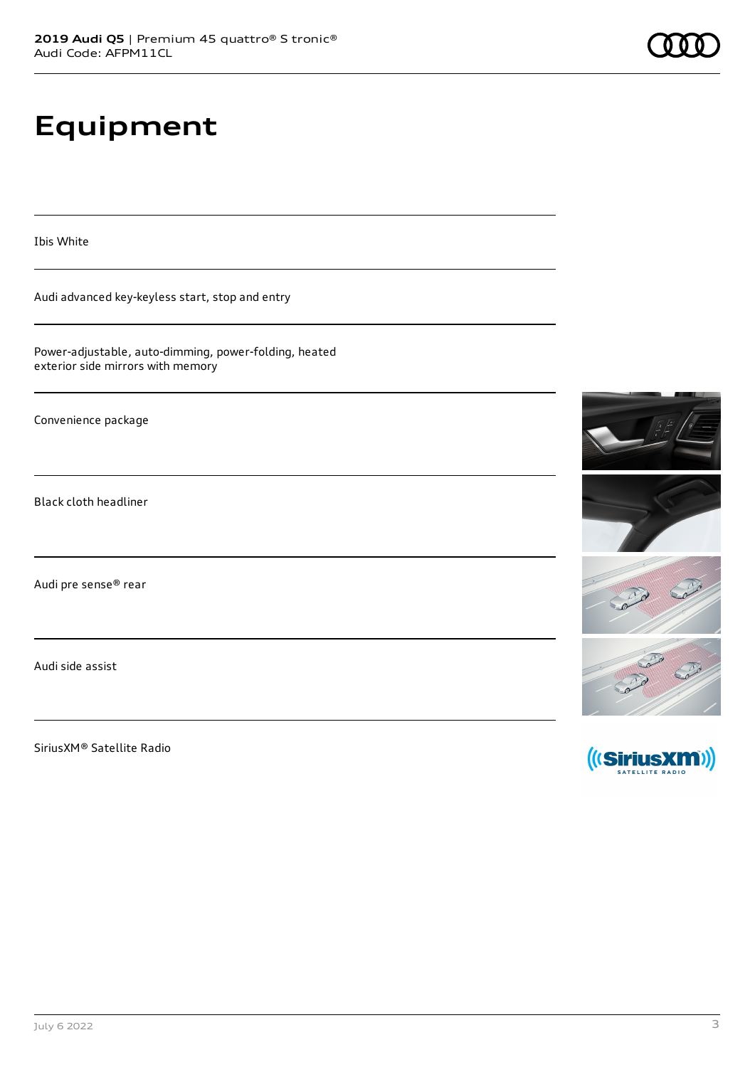# Equipment

Ibis White

Audi advanced key-keyless start, stop and entry

Power-adjustable, auto-dimming, power-folding, heated exterior side mirrors with memory

Convenience package

Black cloth headliner

Audi pre sense® rear

Audi side assist

SiriusXM® Satellite Radio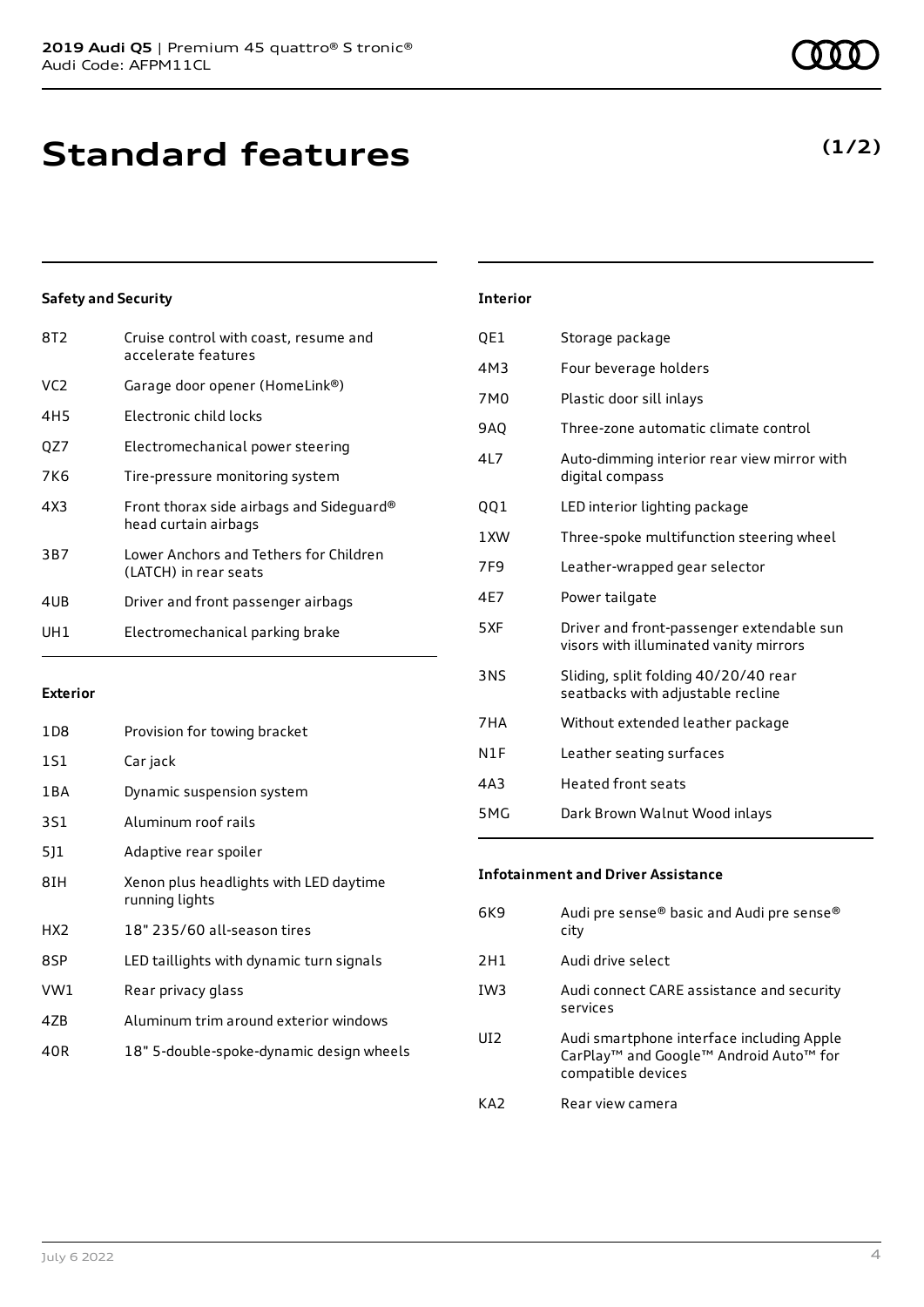# Standard features

**(1/2)**

### Safety and Security

| | |
|---|---|
| 8T2 | Cruise control with coast, resume and accelerate features |
| VC2 | Garage door opener (HomeLink®) |
| 4H5 | Electronic child locks |
| QZ7 | Electromechanical power steering |
| 7K6 | Tire-pressure monitoring system |
| 4X3 | Front thorax side airbags and Sideguard® head curtain airbags |
| 3B7 | Lower Anchors and Tethers for Children (LATCH) in rear seats |
| 4UB | Driver and front passenger airbags |
| UH1 | Electromechanical parking brake |

### Exterior

| | |
|---|---|
| 1D8 | Provision for towing bracket |
| 1S1 | Car jack |
| 1BA | Dynamic suspension system |
| 3S1 | Aluminum roof rails |
| 5J1 | Adaptive rear spoiler |
| 8IH | Xenon plus headlights with LED daytime running lights |
| HX2 | 18" 235/60 all-season tires |
| 8SP | LED taillights with dynamic turn signals |
| VW1 | Rear privacy glass |
| 4ZB | Aluminum trim around exterior windows |
| 40R | 18" 5-double-spoke-dynamic design wheels |

### Interior

| | |
|---|---|
| QE1 | Storage package |
| 4M3 | Four beverage holders |
| 7M0 | Plastic door sill inlays |
| 9AQ | Three-zone automatic climate control |
| 4L7 | Auto-dimming interior rear view mirror with digital compass |
| QQ1 | LED interior lighting package |
| 1XW | Three-spoke multifunction steering wheel |
| 7F9 | Leather-wrapped gear selector |
| 4E7 | Power tailgate |
| 5XF | Driver and front-passenger extendable sun visors with illuminated vanity mirrors |
| 3NS | Sliding, split folding 40/20/40 rear seatbacks with adjustable recline |
| 7HA | Without extended leather package |
| N1F | Leather seating surfaces |
| 4A3 | Heated front seats |
| 5MG | Dark Brown Walnut Wood inlays |

### Infotainment and Driver Assistance

| | |
|---|---|
| 6K9 | Audi pre sense® basic and Audi pre sense® city |
| 2H1 | Audi drive select |
| IW3 | Audi connect CARE assistance and security services |
| UI2 | Audi smartphone interface including Apple CarPlay™ and Google™ Android Auto™ for compatible devices |
| KA2 | Rear view camera |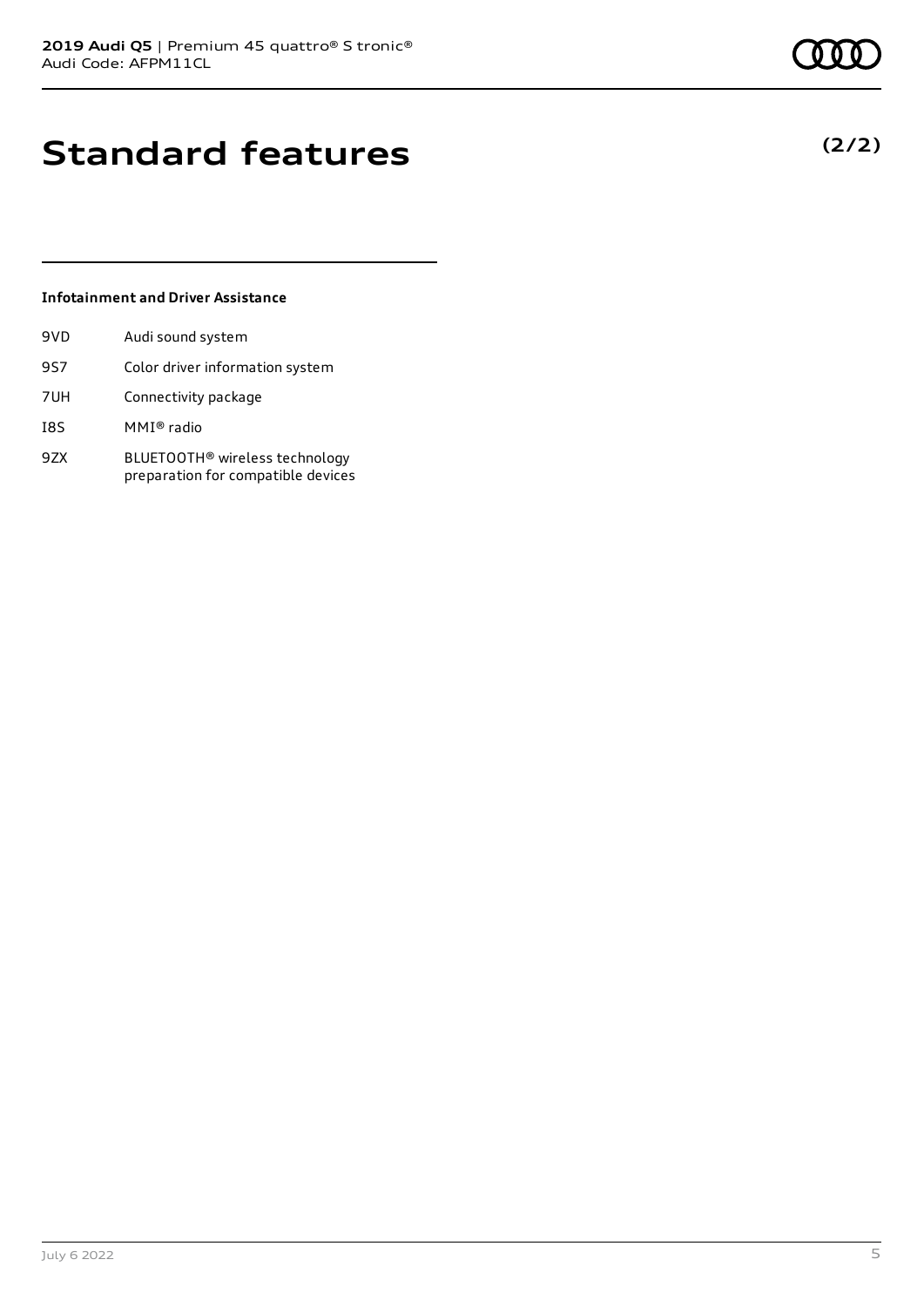# Standard features

**(2/2)**

### Infotainment and Driver Assistance

| | |
|---|---|
| 9VD | Audi sound system |
| 9S7 | Color driver information system |
| 7UH | Connectivity package |
| I8S | MMI® radio |
| 9ZX | BLUETOOTH® wireless technology preparation for compatible devices |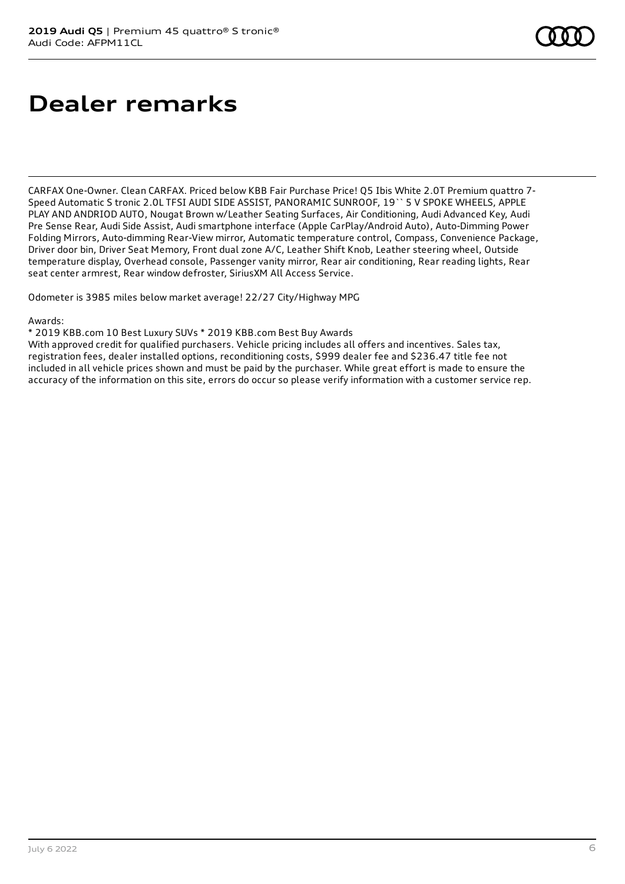# Dealer remarks

CARFAX One-Owner. Clean CARFAX. Priced below KBB Fair Purchase Price! Q5 Ibis White 2.0T Premium quattro 7-Speed Automatic S tronic 2.0L TFSI AUDI SIDE ASSIST, PANORAMIC SUNROOF, 19`` 5 V SPOKE WHEELS, APPLE PLAY AND ANDRIOD AUTO, Nougat Brown w/Leather Seating Surfaces, Air Conditioning, Audi Advanced Key, Audi Pre Sense Rear, Audi Side Assist, Audi smartphone interface (Apple CarPlay/Android Auto), Auto-Dimming Power Folding Mirrors, Auto-dimming Rear-View mirror, Automatic temperature control, Compass, Convenience Package, Driver door bin, Driver Seat Memory, Front dual zone A/C, Leather Shift Knob, Leather steering wheel, Outside temperature display, Overhead console, Passenger vanity mirror, Rear air conditioning, Rear reading lights, Rear seat center armrest, Rear window defroster, SiriusXM All Access Service.

Odometer is 3985 miles below market average! 22/27 City/Highway MPG

Awards:

* 2019 KBB.com 10 Best Luxury SUVs * 2019 KBB.com Best Buy Awards

With approved credit for qualified purchasers. Vehicle pricing includes all offers and incentives. Sales tax, registration fees, dealer installed options, reconditioning costs, $999 dealer fee and $236.47 title fee not included in all vehicle prices shown and must be paid by the purchaser. While great effort is made to ensure the accuracy of the information on this site, errors do occur so please verify information with a customer service rep.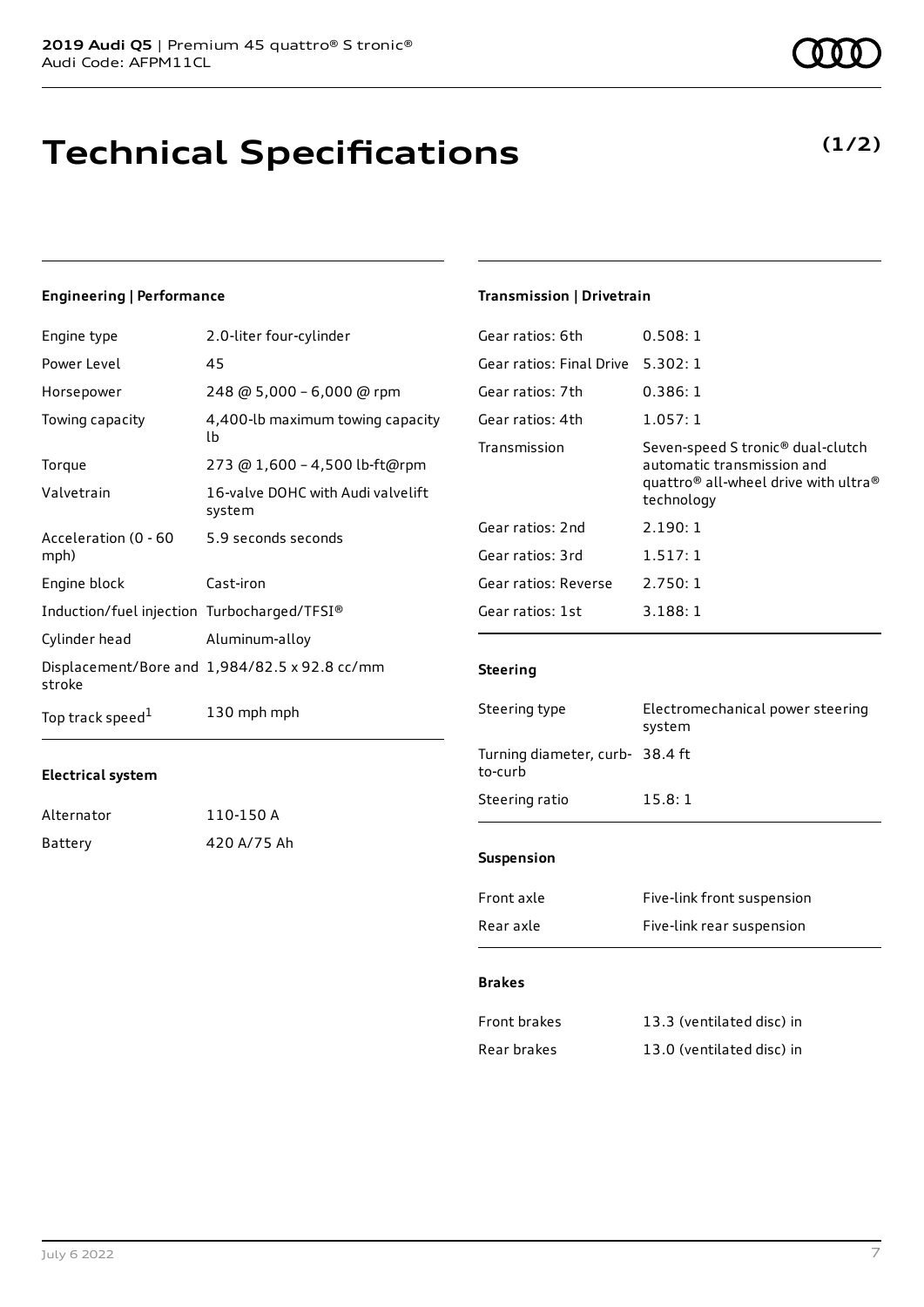# Technical Specifications

**(1/2)**

## Engineering | Performance

| | |
|---|---|
| Engine type | 2.0-liter four-cylinder |
| Power Level | 45 |
| Horsepower | 248 @ 5,000 – 6,000 @ rpm |
| Towing capacity | 4,400-lb maximum towing capacity lb |
| Torque | 273 @ 1,600 – 4,500 lb-ft@rpm |
| Valvetrain | 16-valve DOHC with Audi valvelift system |
| Acceleration (0 - 60 mph) | 5.9 seconds seconds |
| Engine block | Cast-iron |
| Induction/fuel injection | Turbocharged/TFSI® |
| Cylinder head | Aluminum-alloy |
| Displacement/Bore and stroke | 1,984/82.5 x 92.8 cc/mm |
| Top track speed[1] | 130 mph mph |

## Electrical system

| | |
|---|---|
| Alternator | 110-150 A |
| Battery | 420 A/75 Ah |

## Transmission | Drivetrain

| | |
|---|---|
| Gear ratios: 6th | 0.508: 1 |
| Gear ratios: Final Drive | 5.302: 1 |
| Gear ratios: 7th | 0.386: 1 |
| Gear ratios: 4th | 1.057: 1 |
| Transmission | Seven-speed S tronic® dual-clutch automatic transmission and quattro® all-wheel drive with ultra® technology |
| Gear ratios: 2nd | 2.190: 1 |
| Gear ratios: 3rd | 1.517: 1 |
| Gear ratios: Reverse | 2.750: 1 |
| Gear ratios: 1st | 3.188: 1 |

## Steering

| | |
|---|---|
| Steering type | Electromechanical power steering system |
| Turning diameter, curb-to-curb | 38.4 ft |
| Steering ratio | 15.8: 1 |

## Suspension

| | |
|---|---|
| Front axle | Five-link front suspension |
| Rear axle | Five-link rear suspension |

## Brakes

| | |
|---|---|
| Front brakes | 13.3 (ventilated disc) in |
| Rear brakes | 13.0 (ventilated disc) in |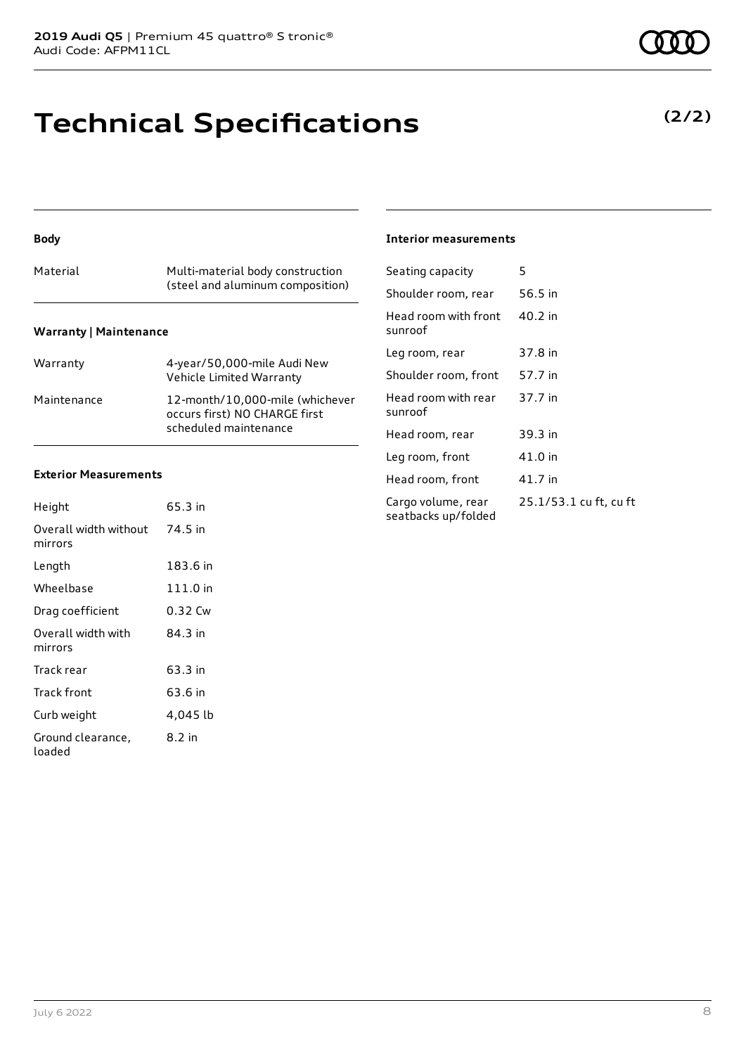# Technical Specifications

**(2/2)**

## Body

| | |
|---|---|
| Material | Multi-material body construction (steel and aluminum composition) |

## Warranty | Maintenance

| | |
|---|---|
| Warranty | 4-year/50,000-mile Audi New Vehicle Limited Warranty |
| Maintenance | 12-month/10,000-mile (whichever occurs first) NO CHARGE first scheduled maintenance |

## Exterior Measurements

| | |
|---|---|
| Height | 65.3 in |
| Overall width without mirrors | 74.5 in |
| Length | 183.6 in |
| Wheelbase | 111.0 in |
| Drag coefficient | 0.32 Cw |
| Overall width with mirrors | 84.3 in |
| Track rear | 63.3 in |
| Track front | 63.6 in |
| Curb weight | 4,045 lb |
| Ground clearance, loaded | 8.2 in |

## Interior measurements

| | |
|---|---|
| Seating capacity | 5 |
| Shoulder room, rear | 56.5 in |
| Head room with front sunroof | 40.2 in |
| Leg room, rear | 37.8 in |
| Shoulder room, front | 57.7 in |
| Head room with rear sunroof | 37.7 in |
| Head room, rear | 39.3 in |
| Leg room, front | 41.0 in |
| Head room, front | 41.7 in |
| Cargo volume, rear seatbacks up/folded | 25.1/53.1 cu ft, cu ft |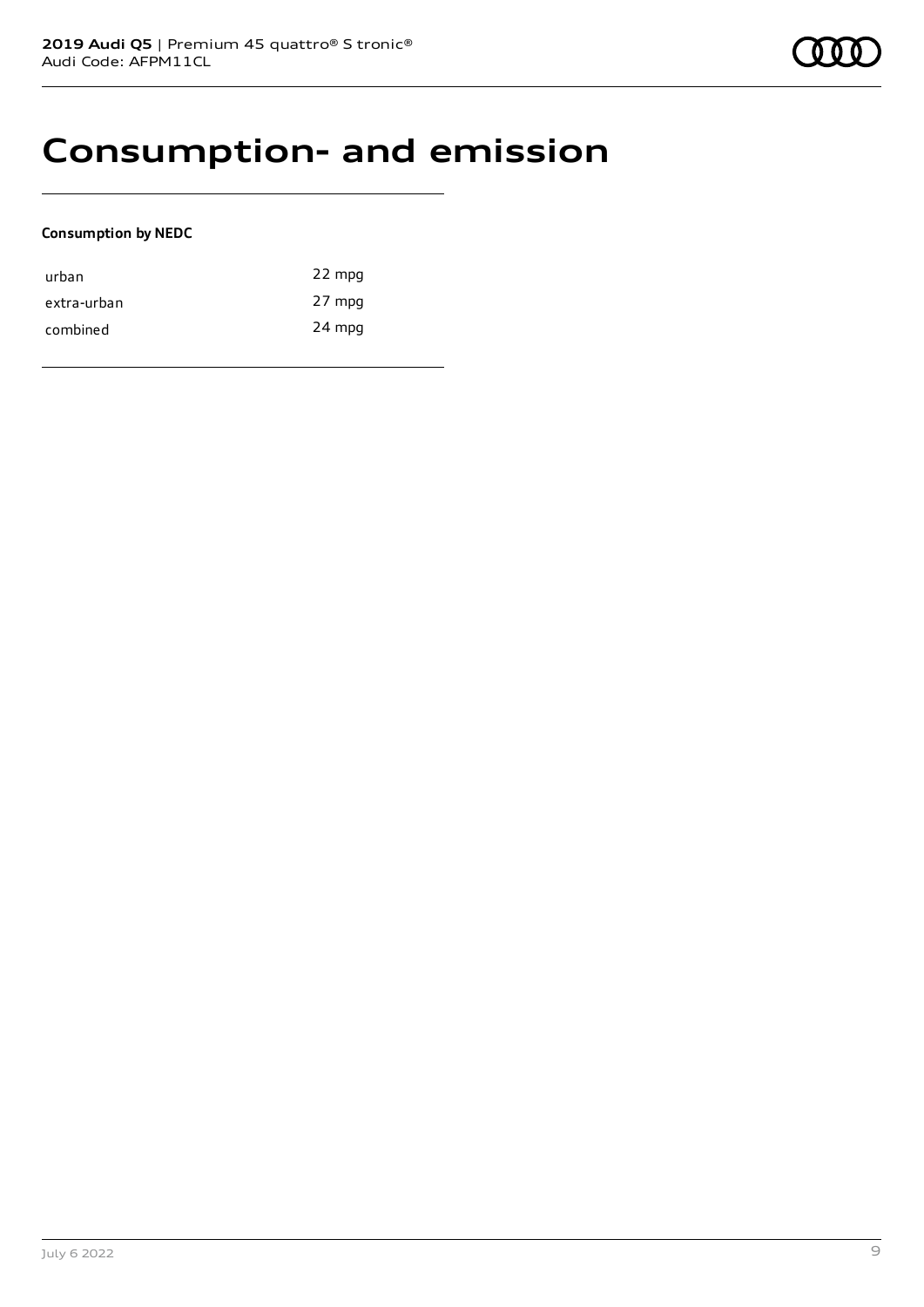# Consumption- and emission

**Consumption by NEDC**

| | |
|---|---|
| urban | 22 mpg |
| extra-urban | 27 mpg |
| combined | 24 mpg |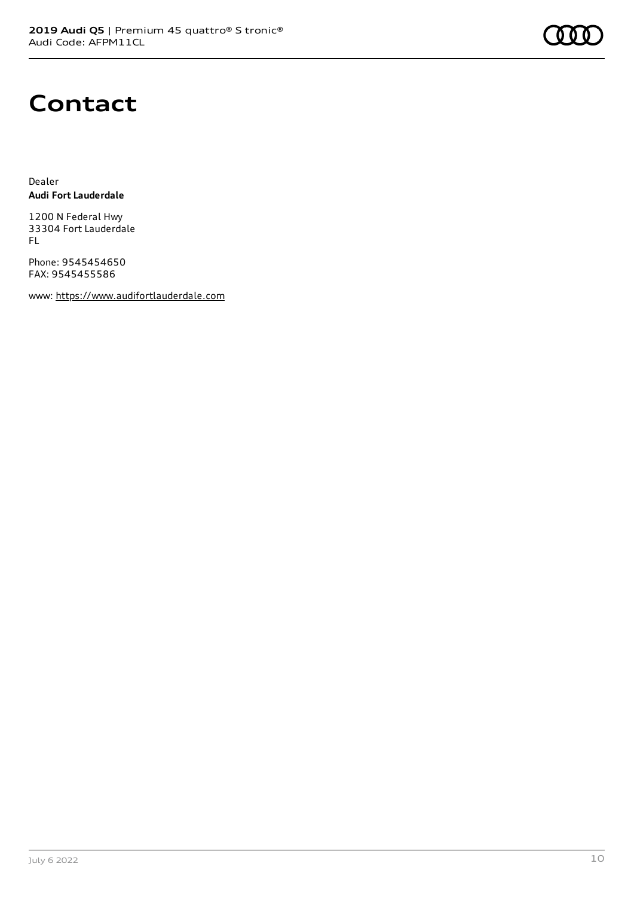# Contact

Dealer
**Audi Fort Lauderdale**

1200 N Federal Hwy
33304 Fort Lauderdale
FL

Phone: 9545454650
FAX: 9545455586

www: https://www.audifortlauderdale.com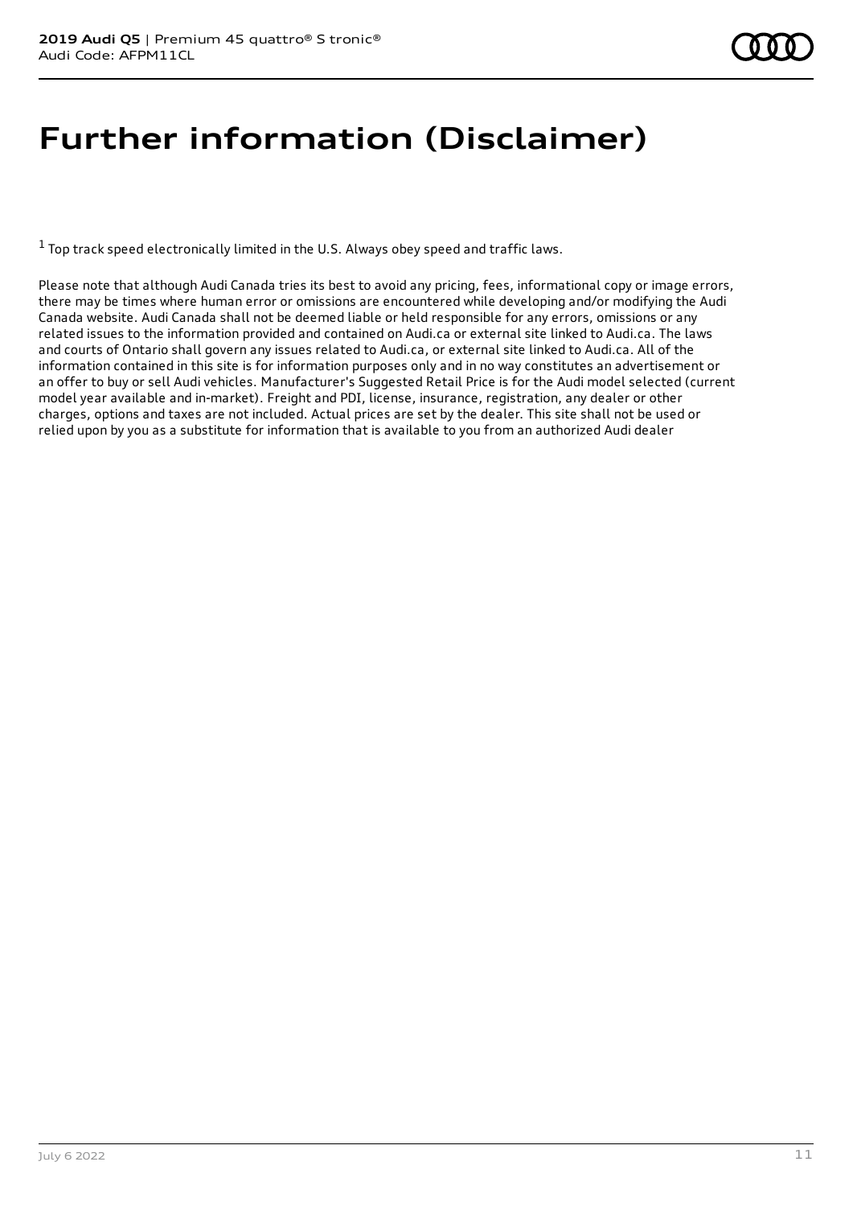# Further information (Disclaimer)

[1] Top track speed electronically limited in the U.S. Always obey speed and traffic laws.

Please note that although Audi Canada tries its best to avoid any pricing, fees, informational copy or image errors, there may be times where human error or omissions are encountered while developing and/or modifying the Audi Canada website. Audi Canada shall not be deemed liable or held responsible for any errors, omissions or any related issues to the information provided and contained on Audi.ca or external site linked to Audi.ca. The laws and courts of Ontario shall govern any issues related to Audi.ca, or external site linked to Audi.ca. All of the information contained in this site is for information purposes only and in no way constitutes an advertisement or an offer to buy or sell Audi vehicles. Manufacturer's Suggested Retail Price is for the Audi model selected (current model year available and in-market). Freight and PDI, license, insurance, registration, any dealer or other charges, options and taxes are not included. Actual prices are set by the dealer. This site shall not be used or relied upon by you as a substitute for information that is available to you from an authorized Audi dealer